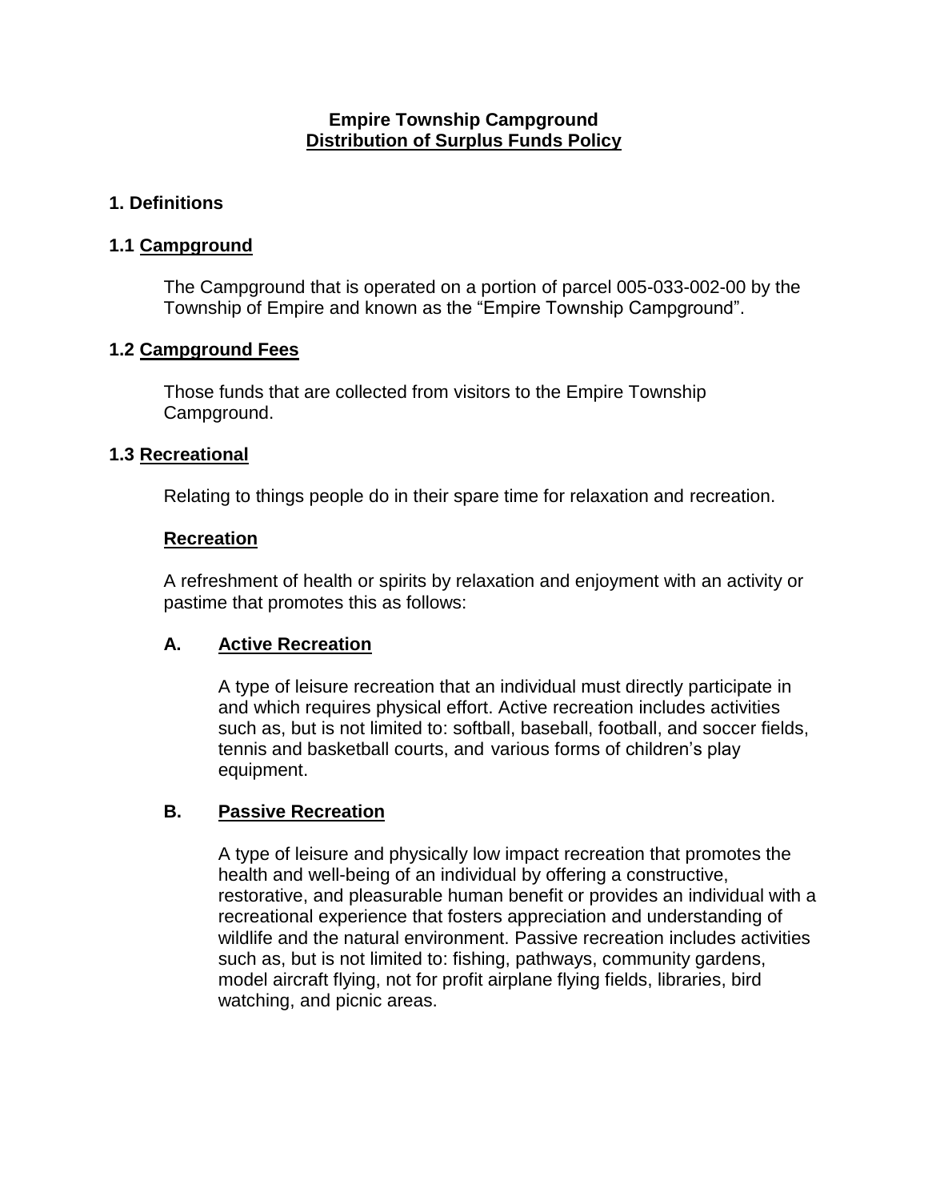**Empire Township Campground**
**Distribution of Surplus Funds Policy**

## 1. Definitions

### 1.1 Campground

The Campground that is operated on a portion of parcel 005-033-002-00 by the Township of Empire and known as the "Empire Township Campground".

### 1.2 Campground Fees

Those funds that are collected from visitors to the Empire Township Campground.

### 1.3 Recreational

Relating to things people do in their spare time for relaxation and recreation.

**Recreation**

A refreshment of health or spirits by relaxation and enjoyment with an activity or pastime that promotes this as follows:

**A. Active Recreation**

A type of leisure recreation that an individual must directly participate in and which requires physical effort. Active recreation includes activities such as, but is not limited to: softball, baseball, football, and soccer fields, tennis and basketball courts, and various forms of children's play equipment.

**B. Passive Recreation**

A type of leisure and physically low impact recreation that promotes the health and well-being of an individual by offering a constructive, restorative, and pleasurable human benefit or provides an individual with a recreational experience that fosters appreciation and understanding of wildlife and the natural environment. Passive recreation includes activities such as, but is not limited to: fishing, pathways, community gardens, model aircraft flying, not for profit airplane flying fields, libraries, bird watching, and picnic areas.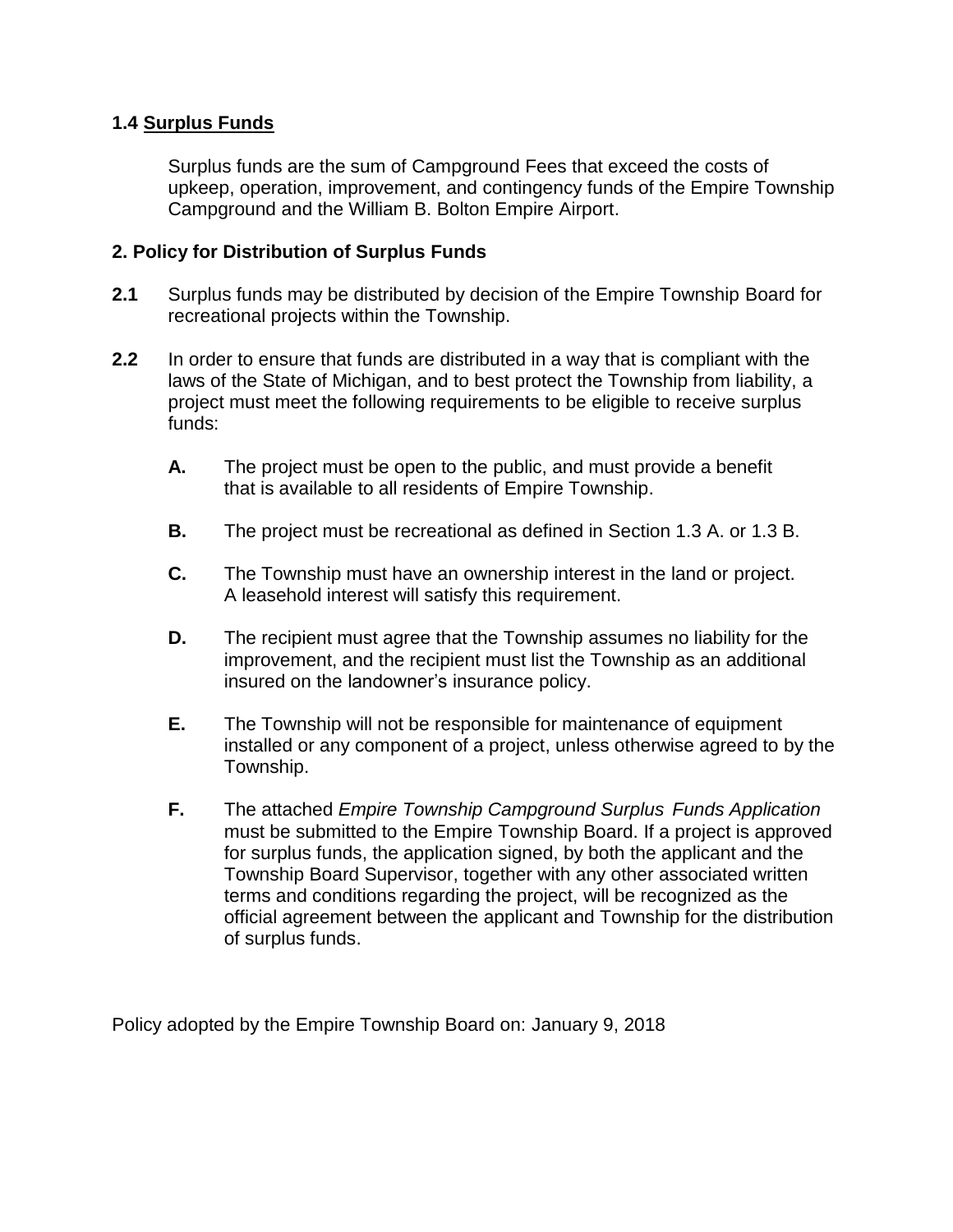### 1.4 <u>Surplus Funds</u>

Surplus funds are the sum of Campground Fees that exceed the costs of upkeep, operation, improvement, and contingency funds of the Empire Township Campground and the William B. Bolton Empire Airport.

### 2. Policy for Distribution of Surplus Funds

**2.1** Surplus funds may be distributed by decision of the Empire Township Board for recreational projects within the Township.

**2.2** In order to ensure that funds are distributed in a way that is compliant with the laws of the State of Michigan, and to best protect the Township from liability, a project must meet the following requirements to be eligible to receive surplus funds:

- **A.** The project must be open to the public, and must provide a benefit that is available to all residents of Empire Township.
- **B.** The project must be recreational as defined in Section 1.3 A. or 1.3 B.
- **C.** The Township must have an ownership interest in the land or project. A leasehold interest will satisfy this requirement.
- **D.** The recipient must agree that the Township assumes no liability for the improvement, and the recipient must list the Township as an additional insured on the landowner's insurance policy.
- **E.** The Township will not be responsible for maintenance of equipment installed or any component of a project, unless otherwise agreed to by the Township.
- **F.** The attached *Empire Township Campground Surplus Funds Application* must be submitted to the Empire Township Board. If a project is approved for surplus funds, the application signed, by both the applicant and the Township Board Supervisor, together with any other associated written terms and conditions regarding the project, will be recognized as the official agreement between the applicant and Township for the distribution of surplus funds.

Policy adopted by the Empire Township Board on: January 9, 2018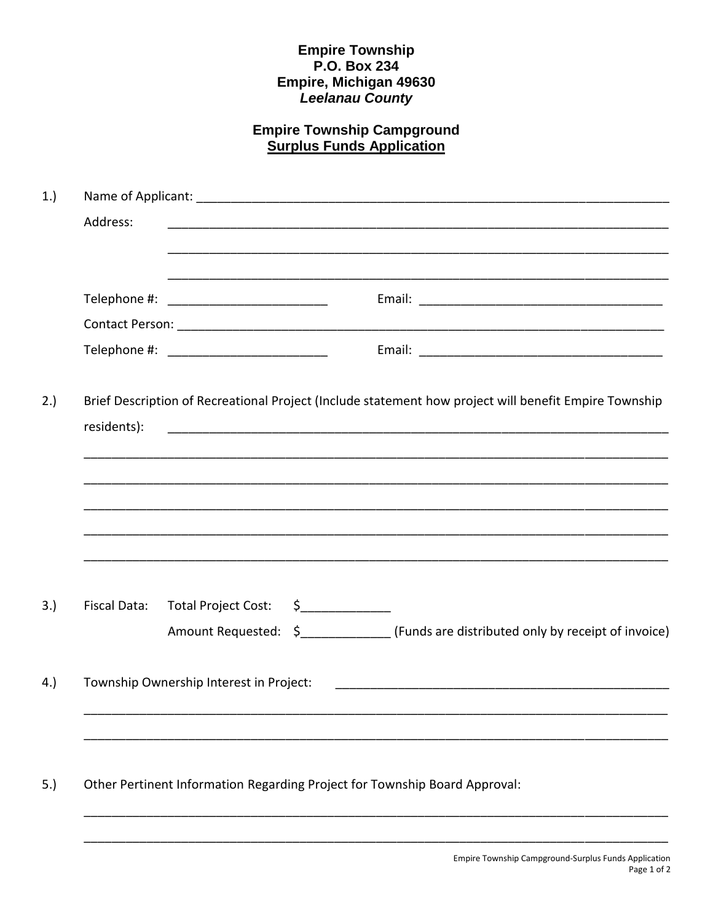**Empire Township**
**P.O. Box 234**
**Empire, Michigan 49630**
***Leelanau County***

**Empire Township Campground**
**<u>Surplus Funds Application</u>**

1.) Name of Applicant: ______________________________________________________________________

Address: ______________________________________________________________________

______________________________________________________________________

______________________________________________________________________

Telephone #: ______________________ Email: ___________________________________

Contact Person: ______________________________________________________________________

Telephone #: ______________________ Email: ___________________________________

2.) Brief Description of Recreational Project (Include statement how project will benefit Empire Township residents): ______________________________________________________________________

______________________________________________________________________

______________________________________________________________________

______________________________________________________________________

______________________________________________________________________

______________________________________________________________________

3.) Fiscal Data: Total Project Cost: $_____________

Amount Requested: $_____________ (Funds are distributed only by receipt of invoice)

4.) Township Ownership Interest in Project: _______________________________________________

______________________________________________________________________

______________________________________________________________________

5.) Other Pertinent Information Regarding Project for Township Board Approval:

______________________________________________________________________

______________________________________________________________________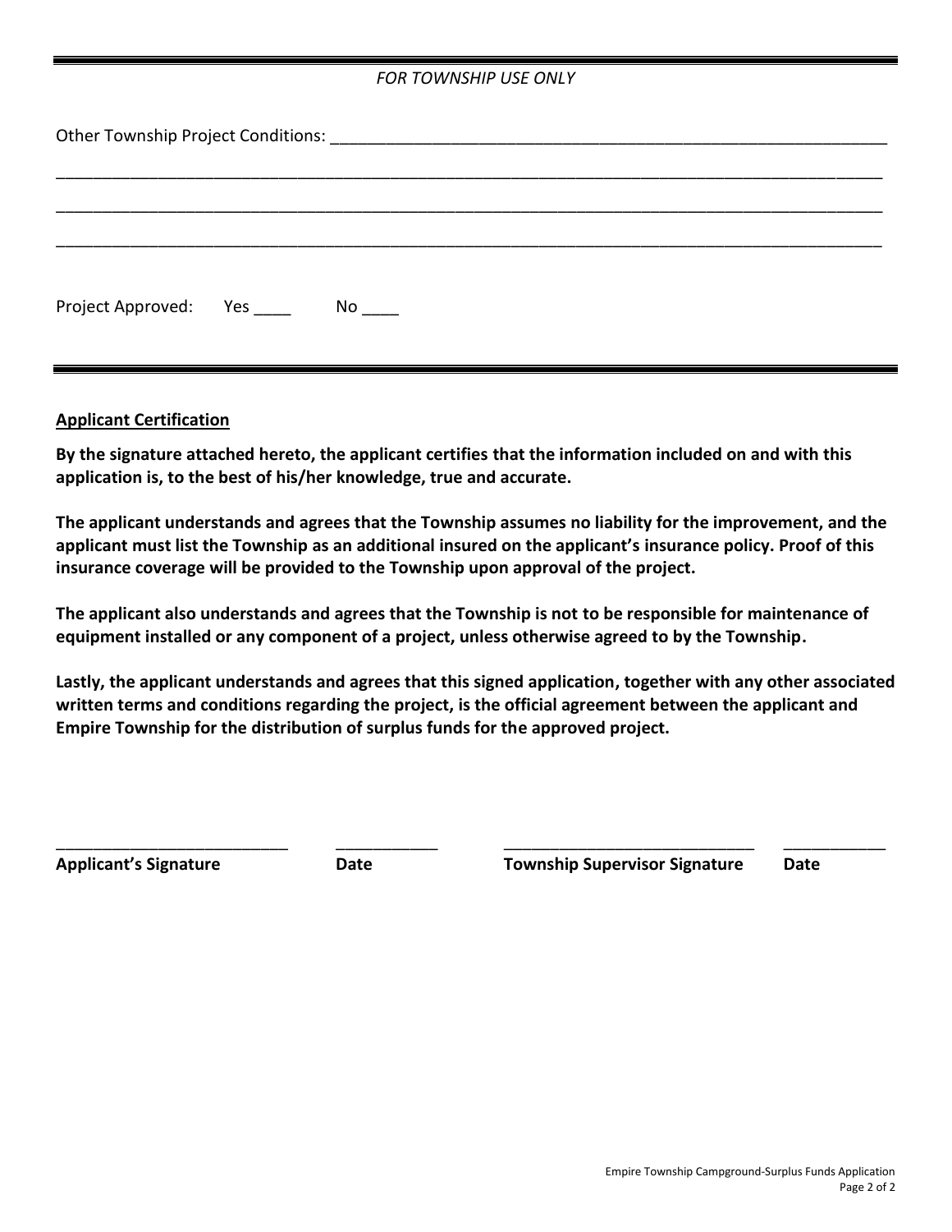---

*FOR TOWNSHIP USE ONLY*

Other Township Project Conditions: ____________________________________________________________

______________________________________________________________________________________

______________________________________________________________________________________

______________________________________________________________________________________

Project Approved: Yes ____ No ____

---

**Applicant Certification**

**By the signature attached hereto, the applicant certifies that the information included on and with this application is, to the best of his/her knowledge, true and accurate.**

**The applicant understands and agrees that the Township assumes no liability for the improvement, and the applicant must list the Township as an additional insured on the applicant's insurance policy. Proof of this insurance coverage will be provided to the Township upon approval of the project.**

**The applicant also understands and agrees that the Township is not to be responsible for maintenance of equipment installed or any component of a project, unless otherwise agreed to by the Township.**

**Lastly, the applicant understands and agrees that this signed application, together with any other associated written terms and conditions regarding the project, is the official agreement between the applicant and Empire Township for the distribution of surplus funds for the approved project.**

_________________________ ___________ ___________________________ ___________

**Applicant's Signature** **Date** **Township Supervisor Signature** **Date**